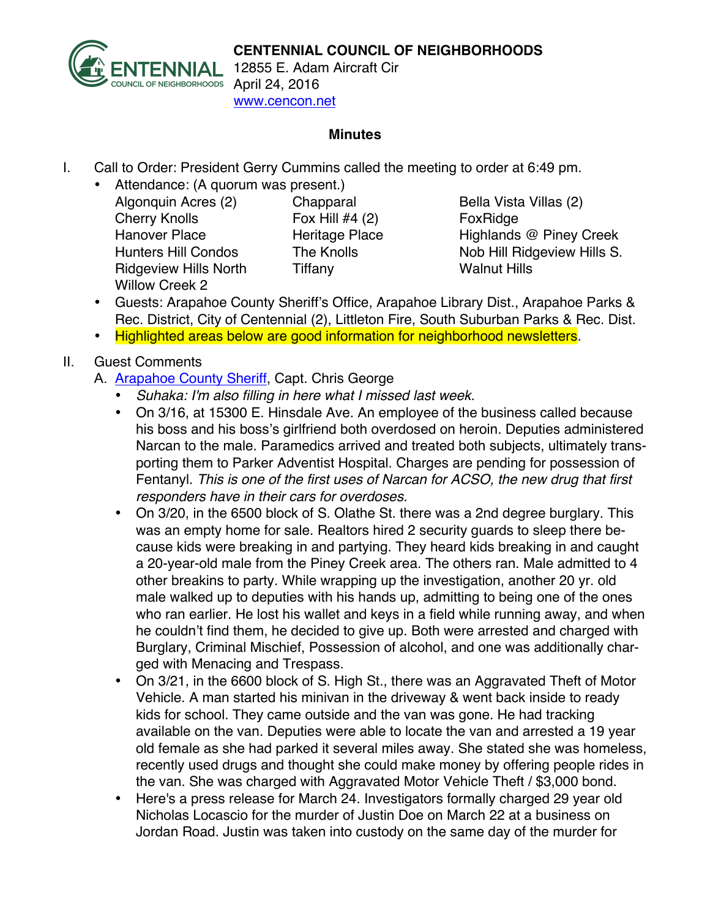**CENTENNIAL COUNCIL OF NEIGHBORHOODS**
12855 E. Adam Aircraft Cir
April 24, 2016
www.cencon.net

## Minutes

I. Call to Order: President Gerry Cummins called the meeting to order at 6:49 pm.

- Attendance: (A quorum was present.)

| | | |
|---|---|---|
| Algonquin Acres (2) | Chapparal | Bella Vista Villas (2) |
| Cherry Knolls | Fox Hill #4 (2) | FoxRidge |
| Hanover Place | Heritage Place | Highlands @ Piney Creek |
| Hunters Hill Condos | The Knolls | Nob Hill Ridgeview Hills S. |
| Ridgeview Hills North | Tiffany | Walnut Hills |
| Willow Creek 2 | | |

- Guests: Arapahoe County Sheriff's Office, Arapahoe Library Dist., Arapahoe Parks & Rec. District, City of Centennial (2), Littleton Fire, South Suburban Parks & Rec. Dist.
- Highlighted areas below are good information for neighborhood newsletters.

II. Guest Comments

A. Arapahoe County Sheriff, Capt. Chris George

- *Suhaka: I'm also filling in here what I missed last week.*
- On 3/16, at 15300 E. Hinsdale Ave. An employee of the business called because his boss and his boss's girlfriend both overdosed on heroin. Deputies administered Narcan to the male. Paramedics arrived and treated both subjects, ultimately transporting them to Parker Adventist Hospital. Charges are pending for possession of Fentanyl. *This is one of the first uses of Narcan for ACSO, the new drug that first responders have in their cars for overdoses.*
- On 3/20, in the 6500 block of S. Olathe St. there was a 2nd degree burglary. This was an empty home for sale. Realtors hired 2 security guards to sleep there because kids were breaking in and partying. They heard kids breaking in and caught a 20-year-old male from the Piney Creek area. The others ran. Male admitted to 4 other breakins to party. While wrapping up the investigation, another 20 yr. old male walked up to deputies with his hands up, admitting to being one of the ones who ran earlier. He lost his wallet and keys in a field while running away, and when he couldn't find them, he decided to give up. Both were arrested and charged with Burglary, Criminal Mischief, Possession of alcohol, and one was additionally charged with Menacing and Trespass.
- On 3/21, in the 6600 block of S. High St., there was an Aggravated Theft of Motor Vehicle. A man started his minivan in the driveway & went back inside to ready kids for school. They came outside and the van was gone. He had tracking available on the van. Deputies were able to locate the van and arrested a 19 year old female as she had parked it several miles away. She stated she was homeless, recently used drugs and thought she could make money by offering people rides in the van. She was charged with Aggravated Motor Vehicle Theft / $3,000 bond.
- Here's a press release for March 24. Investigators formally charged 29 year old Nicholas Locascio for the murder of Justin Doe on March 22 at a business on Jordan Road. Justin was taken into custody on the same day of the murder for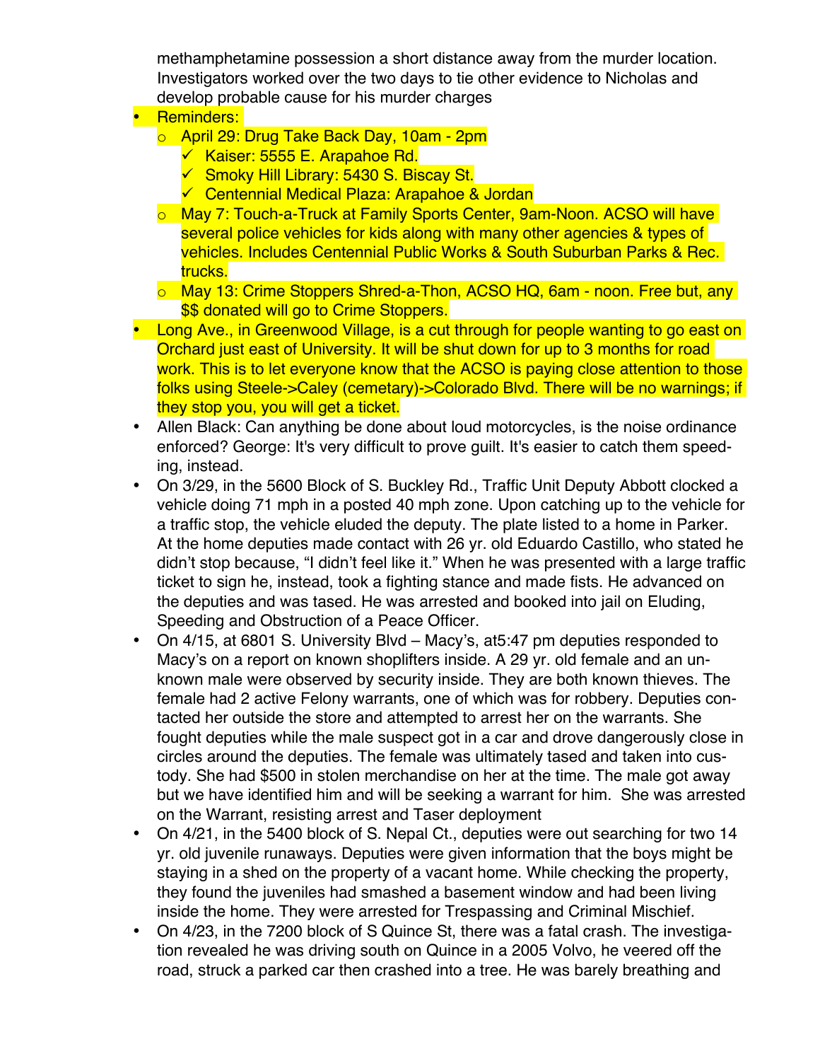methamphetamine possession a short distance away from the murder location. Investigators worked over the two days to tie other evidence to Nicholas and develop probable cause for his murder charges

- Reminders:
  - April 29: Drug Take Back Day, 10am - 2pm
    - ✓ Kaiser: 5555 E. Arapahoe Rd.
    - ✓ Smoky Hill Library: 5430 S. Biscay St.
    - ✓ Centennial Medical Plaza: Arapahoe & Jordan
  - May 7: Touch-a-Truck at Family Sports Center, 9am-Noon. ACSO will have several police vehicles for kids along with many other agencies & types of vehicles. Includes Centennial Public Works & South Suburban Parks & Rec. trucks.
  - May 13: Crime Stoppers Shred-a-Thon, ACSO HQ, 6am - noon. Free but, any $$ donated will go to Crime Stoppers.
- Long Ave., in Greenwood Village, is a cut through for people wanting to go east on Orchard just east of University. It will be shut down for up to 3 months for road work. This is to let everyone know that the ACSO is paying close attention to those folks using Steele->Caley (cemetary)->Colorado Blvd. There will be no warnings; if they stop you, you will get a ticket.
- Allen Black: Can anything be done about loud motorcycles, is the noise ordinance enforced? George: It's very difficult to prove guilt. It's easier to catch them speeding, instead.
- On 3/29, in the 5600 Block of S. Buckley Rd., Traffic Unit Deputy Abbott clocked a vehicle doing 71 mph in a posted 40 mph zone. Upon catching up to the vehicle for a traffic stop, the vehicle eluded the deputy. The plate listed to a home in Parker. At the home deputies made contact with 26 yr. old Eduardo Castillo, who stated he didn't stop because, "I didn't feel like it." When he was presented with a large traffic ticket to sign he, instead, took a fighting stance and made fists. He advanced on the deputies and was tased. He was arrested and booked into jail on Eluding, Speeding and Obstruction of a Peace Officer.
- On 4/15, at 6801 S. University Blvd – Macy's, at5:47 pm deputies responded to Macy's on a report on known shoplifters inside. A 29 yr. old female and an unknown male were observed by security inside. They are both known thieves. The female had 2 active Felony warrants, one of which was for robbery. Deputies contacted her outside the store and attempted to arrest her on the warrants. She fought deputies while the male suspect got in a car and drove dangerously close in circles around the deputies. The female was ultimately tased and taken into custody. She had $500 in stolen merchandise on her at the time. The male got away but we have identified him and will be seeking a warrant for him. She was arrested on the Warrant, resisting arrest and Taser deployment
- On 4/21, in the 5400 block of S. Nepal Ct., deputies were out searching for two 14 yr. old juvenile runaways. Deputies were given information that the boys might be staying in a shed on the property of a vacant home. While checking the property, they found the juveniles had smashed a basement window and had been living inside the home. They were arrested for Trespassing and Criminal Mischief.
- On 4/23, in the 7200 block of S Quince St, there was a fatal crash. The investigation revealed he was driving south on Quince in a 2005 Volvo, he veered off the road, struck a parked car then crashed into a tree. He was barely breathing and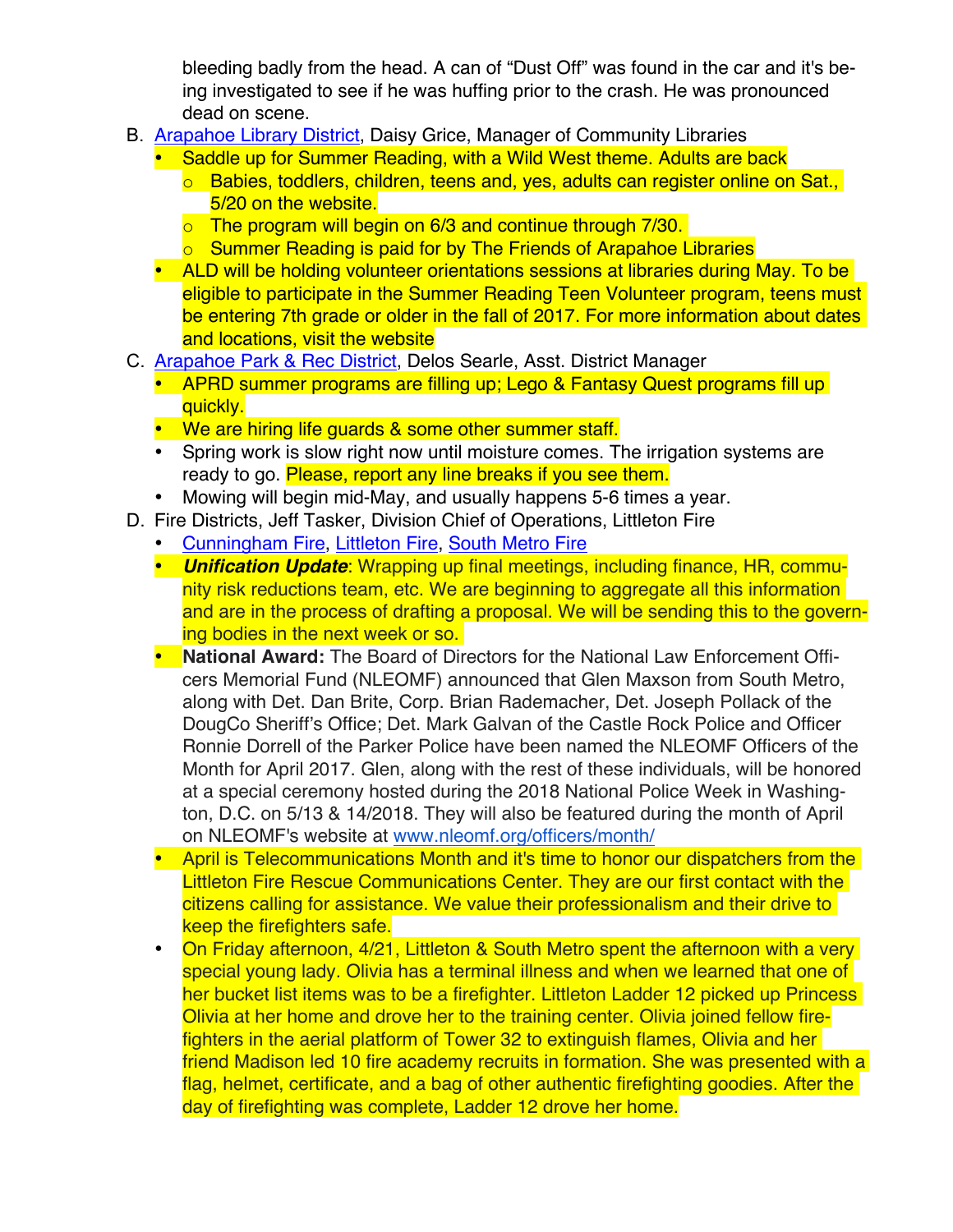bleeding badly from the head. A can of "Dust Off" was found in the car and it's being investigated to see if he was huffing prior to the crash. He was pronounced dead on scene.

B. Arapahoe Library District, Daisy Grice, Manager of Community Libraries
   - Saddle up for Summer Reading, with a Wild West theme. Adults are back
     - Babies, toddlers, children, teens and, yes, adults can register online on Sat., 5/20 on the website.
     - The program will begin on 6/3 and continue through 7/30.
     - Summer Reading is paid for by The Friends of Arapahoe Libraries
   - ALD will be holding volunteer orientations sessions at libraries during May. To be eligible to participate in the Summer Reading Teen Volunteer program, teens must be entering 7th grade or older in the fall of 2017. For more information about dates and locations, visit the website

C. Arapahoe Park & Rec District, Delos Searle, Asst. District Manager
   - APRD summer programs are filling up; Lego & Fantasy Quest programs fill up quickly.
   - We are hiring life guards & some other summer staff.
   - Spring work is slow right now until moisture comes. The irrigation systems are ready to go. Please, report any line breaks if you see them.
   - Mowing will begin mid-May, and usually happens 5-6 times a year.

D. Fire Districts, Jeff Tasker, Division Chief of Operations, Littleton Fire
   - Cunningham Fire, Littleton Fire, South Metro Fire
   - ***Unification Update***: Wrapping up final meetings, including finance, HR, community risk reductions team, etc. We are beginning to aggregate all this information and are in the process of drafting a proposal. We will be sending this to the governing bodies in the next week or so.
   - **National Award:** The Board of Directors for the National Law Enforcement Officers Memorial Fund (NLEOMF) announced that Glen Maxson from South Metro, along with Det. Dan Brite, Corp. Brian Rademacher, Det. Joseph Pollack of the DougCo Sheriff's Office; Det. Mark Galvan of the Castle Rock Police and Officer Ronnie Dorrell of the Parker Police have been named the NLEOMF Officers of the Month for April 2017. Glen, along with the rest of these individuals, will be honored at a special ceremony hosted during the 2018 National Police Week in Washington, D.C. on 5/13 & 14/2018. They will also be featured during the month of April on NLEOMF's website at www.nleomf.org/officers/month/
   - April is Telecommunications Month and it's time to honor our dispatchers from the Littleton Fire Rescue Communications Center. They are our first contact with the citizens calling for assistance. We value their professionalism and their drive to keep the firefighters safe.
   - On Friday afternoon, 4/21, Littleton & South Metro spent the afternoon with a very special young lady. Olivia has a terminal illness and when we learned that one of her bucket list items was to be a firefighter. Littleton Ladder 12 picked up Princess Olivia at her home and drove her to the training center. Olivia joined fellow firefighters in the aerial platform of Tower 32 to extinguish flames, Olivia and her friend Madison led 10 fire academy recruits in formation. She was presented with a flag, helmet, certificate, and a bag of other authentic firefighting goodies. After the day of firefighting was complete, Ladder 12 drove her home.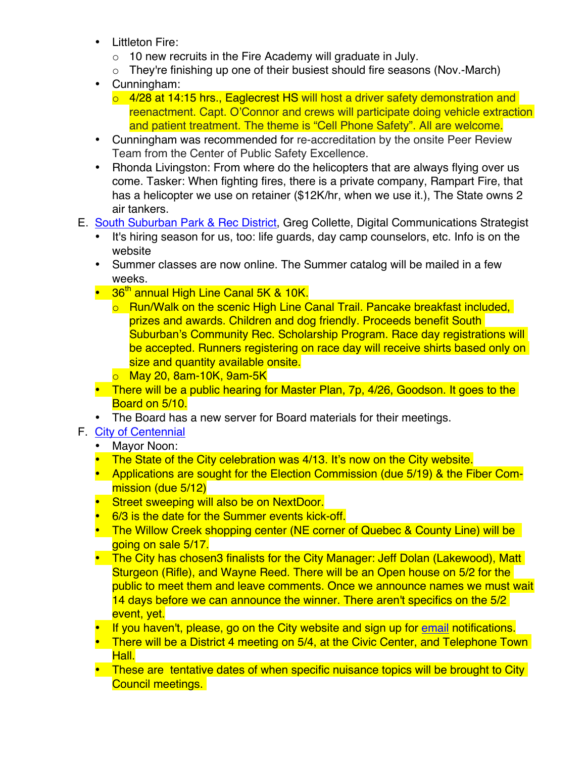- Littleton Fire:
  - 10 new recruits in the Fire Academy will graduate in July.
  - They're finishing up one of their busiest should fire seasons (Nov.-March)
- Cunningham:
  - 4/28 at 14:15 hrs., Eaglecrest HS will host a driver safety demonstration and reenactment. Capt. O'Connor and crews will participate doing vehicle extraction and patient treatment. The theme is "Cell Phone Safety". All are welcome.
- Cunningham was recommended for re-accreditation by the onsite Peer Review Team from the Center of Public Safety Excellence.
- Rhonda Livingston: From where do the helicopters that are always flying over us come. Tasker: When fighting fires, there is a private company, Rampart Fire, that has a helicopter we use on retainer ($12K/hr, when we use it.), The State owns 2 air tankers.

E. South Suburban Park & Rec District, Greg Collette, Digital Communications Strategist
- It's hiring season for us, too: life guards, day camp counselors, etc. Info is on the website
- Summer classes are now online. The Summer catalog will be mailed in a few weeks.
- 36th annual High Line Canal 5K & 10K.
  - Run/Walk on the scenic High Line Canal Trail. Pancake breakfast included, prizes and awards. Children and dog friendly. Proceeds benefit South Suburban's Community Rec. Scholarship Program. Race day registrations will be accepted. Runners registering on race day will receive shirts based only on size and quantity available onsite.
  - May 20, 8am-10K, 9am-5K
- There will be a public hearing for Master Plan, 7p, 4/26, Goodson. It goes to the Board on 5/10.
- The Board has a new server for Board materials for their meetings.

F. City of Centennial
- Mayor Noon:
- The State of the City celebration was 4/13. It's now on the City website.
- Applications are sought for the Election Commission (due 5/19) & the Fiber Commission (due 5/12)
- Street sweeping will also be on NextDoor.
- 6/3 is the date for the Summer events kick-off.
- The Willow Creek shopping center (NE corner of Quebec & County Line) will be going on sale 5/17.
- The City has chosen3 finalists for the City Manager: Jeff Dolan (Lakewood), Matt Sturgeon (Rifle), and Wayne Reed. There will be an Open house on 5/2 for the public to meet them and leave comments. Once we announce names we must wait 14 days before we can announce the winner. There aren't specifics on the 5/2 event, yet.
- If you haven't, please, go on the City website and sign up for email notifications.
- There will be a District 4 meeting on 5/4, at the Civic Center, and Telephone Town Hall.
- These are tentative dates of when specific nuisance topics will be brought to City Council meetings.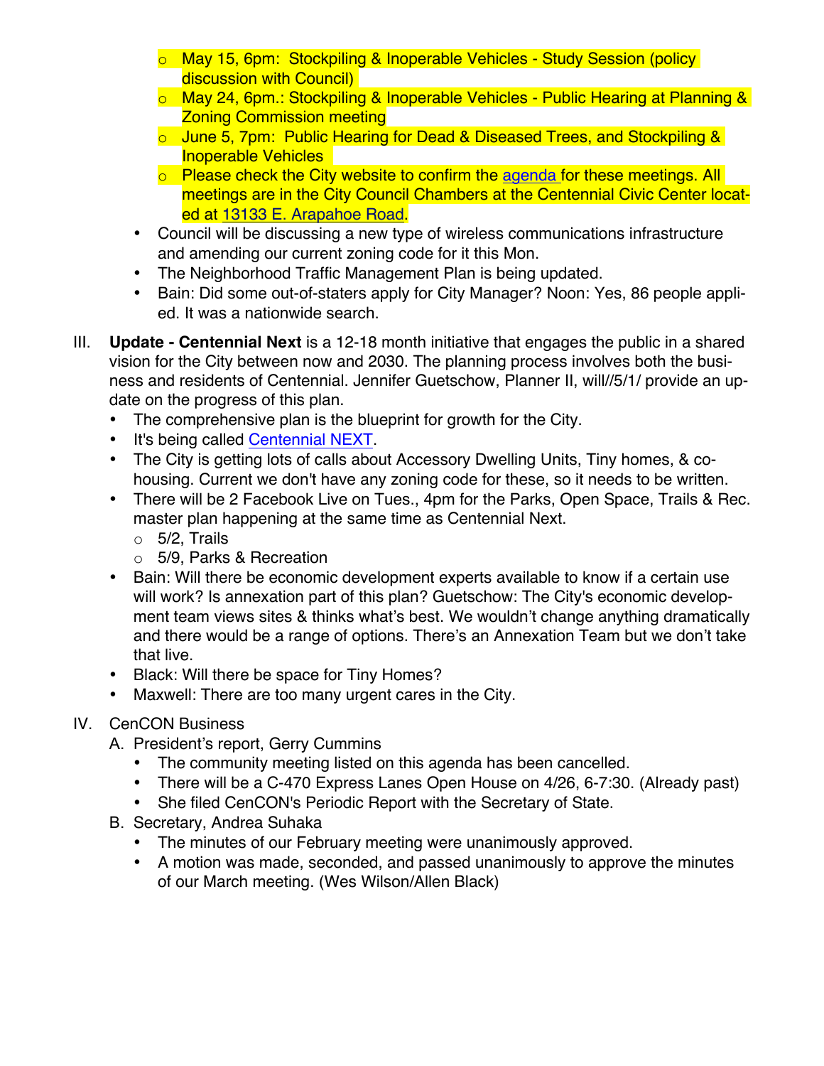- May 15, 6pm: Stockpiling & Inoperable Vehicles - Study Session (policy discussion with Council)
  - May 24, 6pm.: Stockpiling & Inoperable Vehicles - Public Hearing at Planning & Zoning Commission meeting
  - June 5, 7pm: Public Hearing for Dead & Diseased Trees, and Stockpiling & Inoperable Vehicles
  - Please check the City website to confirm the agenda for these meetings. All meetings are in the City Council Chambers at the Centennial Civic Center located at 13133 E. Arapahoe Road.
- Council will be discussing a new type of wireless communications infrastructure and amending our current zoning code for it this Mon.
- The Neighborhood Traffic Management Plan is being updated.
- Bain: Did some out-of-staters apply for City Manager? Noon: Yes, 86 people applied. It was a nationwide search.

III. **Update - Centennial Next** is a 12-18 month initiative that engages the public in a shared vision for the City between now and 2030. The planning process involves both the business and residents of Centennial. Jennifer Guetschow, Planner II, will//5/1/ provide an update on the progress of this plan.

- The comprehensive plan is the blueprint for growth for the City.
- It's being called Centennial NEXT.
- The City is getting lots of calls about Accessory Dwelling Units, Tiny homes, & co-housing. Current we don't have any zoning code for these, so it needs to be written.
- There will be 2 Facebook Live on Tues., 4pm for the Parks, Open Space, Trails & Rec. master plan happening at the same time as Centennial Next.
  - 5/2, Trails
  - 5/9, Parks & Recreation
- Bain: Will there be economic development experts available to know if a certain use will work? Is annexation part of this plan? Guetschow: The City's economic development team views sites & thinks what's best. We wouldn't change anything dramatically and there would be a range of options. There's an Annexation Team but we don't take that live.
- Black: Will there be space for Tiny Homes?
- Maxwell: There are too many urgent cares in the City.

IV. CenCON Business

A. President's report, Gerry Cummins

- The community meeting listed on this agenda has been cancelled.
- There will be a C-470 Express Lanes Open House on 4/26, 6-7:30. (Already past)
- She filed CenCON's Periodic Report with the Secretary of State.

B. Secretary, Andrea Suhaka

- The minutes of our February meeting were unanimously approved.
- A motion was made, seconded, and passed unanimously to approve the minutes of our March meeting. (Wes Wilson/Allen Black)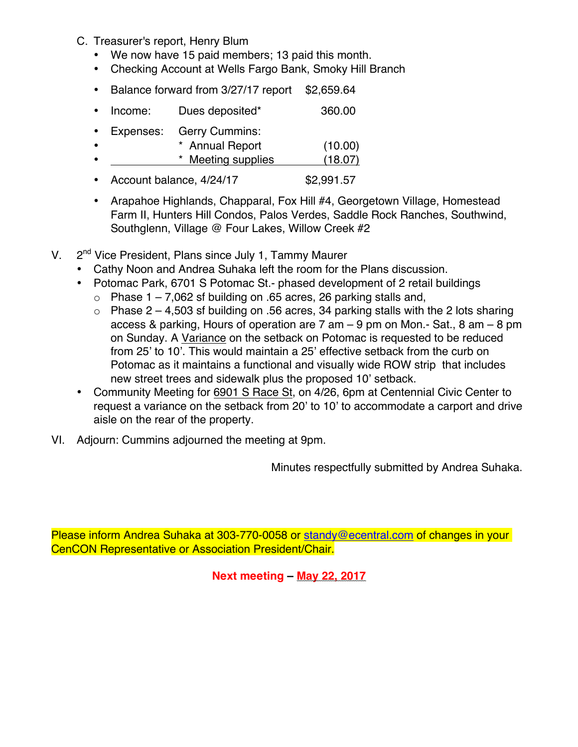C. Treasurer's report, Henry Blum

- We now have 15 paid members; 13 paid this month.
- Checking Account at Wells Fargo Bank, Smoky Hill Branch

| | | | |
|---|---|---|---|
| • | Balance forward from 3/27/17 report | | $2,659.64 |
| • | Income: | Dues deposited* | 360.00 |
| • | Expenses: | Gerry Cummins: | |
| • | | * Annual Report | (10.00) |
| • | | * Meeting supplies | (18.07) |
| • | Account balance, 4/24/17 | | $2,991.57 |

- Arapahoe Highlands, Chapparal, Fox Hill #4, Georgetown Village, Homestead Farm II, Hunters Hill Condos, Palos Verdes, Saddle Rock Ranches, Southwind, Southglenn, Village @ Four Lakes, Willow Creek #2

V. 2nd Vice President, Plans since July 1, Tammy Maurer

- Cathy Noon and Andrea Suhaka left the room for the Plans discussion.
- Potomac Park, 6701 S Potomac St.- phased development of 2 retail buildings
  - Phase 1 – 7,062 sf building on .65 acres, 26 parking stalls and,
  - Phase 2 – 4,503 sf building on .56 acres, 34 parking stalls with the 2 lots sharing access & parking, Hours of operation are 7 am – 9 pm on Mon.- Sat., 8 am – 8 pm on Sunday. A Variance on the setback on Potomac is requested to be reduced from 25' to 10'. This would maintain a 25' effective setback from the curb on Potomac as it maintains a functional and visually wide ROW strip that includes new street trees and sidewalk plus the proposed 10' setback.
- Community Meeting for 6901 S Race St, on 4/26, 6pm at Centennial Civic Center to request a variance on the setback from 20' to 10' to accommodate a carport and drive aisle on the rear of the property.

VI. Adjourn: Cummins adjourned the meeting at 9pm.

Minutes respectfully submitted by Andrea Suhaka.

Please inform Andrea Suhaka at 303-770-0058 or standy@ecentral.com of changes in your CenCON Representative or Association President/Chair.

**Next meeting – May 22, 2017**